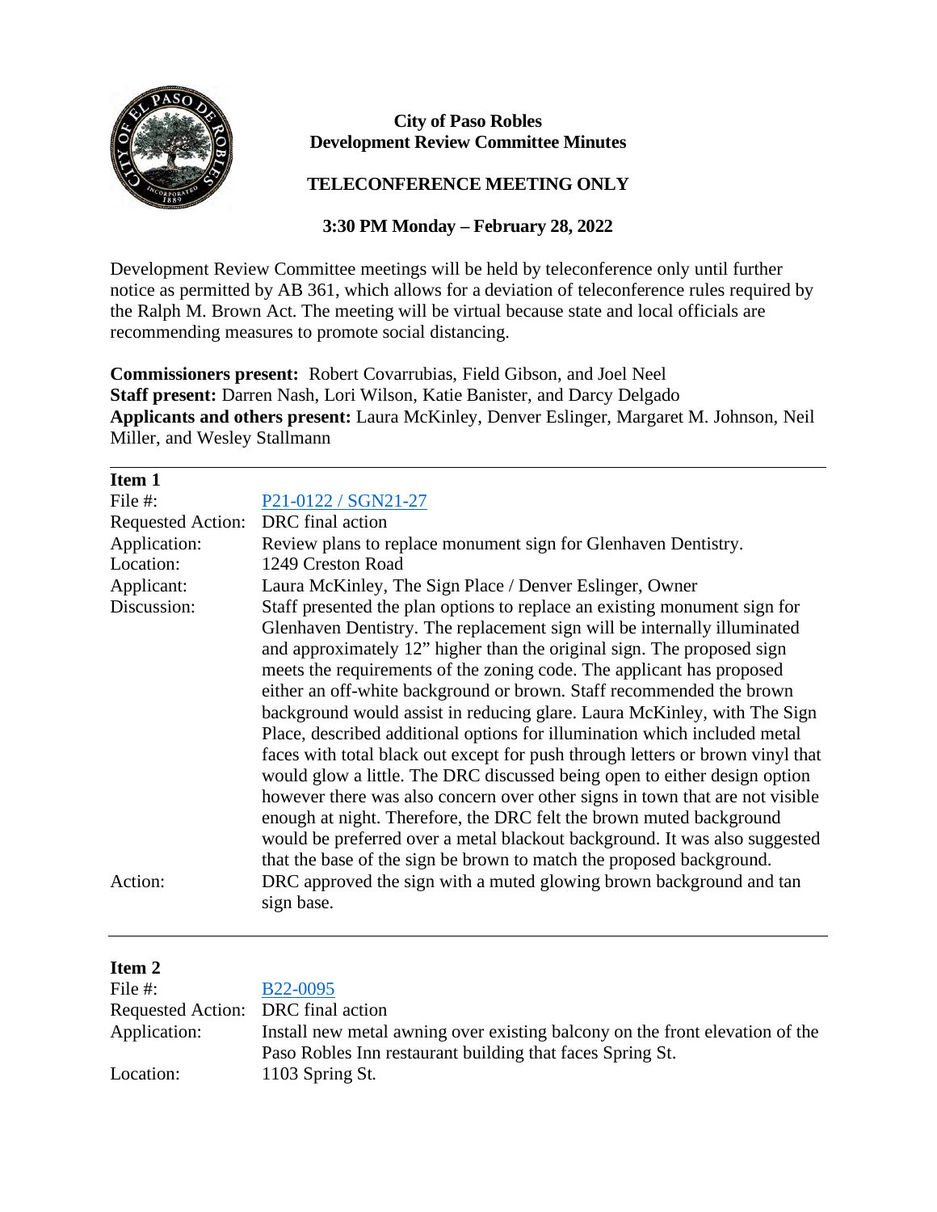**City of Paso Robles**
**Development Review Committee Minutes**

**TELECONFERENCE MEETING ONLY**

**3:30 PM Monday – February 28, 2022**

Development Review Committee meetings will be held by teleconference only until further notice as permitted by AB 361, which allows for a deviation of teleconference rules required by the Ralph M. Brown Act. The meeting will be virtual because state and local officials are recommending measures to promote social distancing.

**Commissioners present:** Robert Covarrubias, Field Gibson, and Joel Neel
**Staff present:** Darren Nash, Lori Wilson, Katie Banister, and Darcy Delgado
**Applicants and others present:** Laura McKinley, Denver Eslinger, Margaret M. Johnson, Neil Miller, and Wesley Stallmann

---

**Item 1**

| | |
|---|---|
| File #: | P21-0122 / SGN21-27 |
| Requested Action: | DRC final action |
| Application: | Review plans to replace monument sign for Glenhaven Dentistry. |
| Location: | 1249 Creston Road |
| Applicant: | Laura McKinley, The Sign Place / Denver Eslinger, Owner |
| Discussion: | Staff presented the plan options to replace an existing monument sign for Glenhaven Dentistry. The replacement sign will be internally illuminated and approximately 12" higher than the original sign. The proposed sign meets the requirements of the zoning code. The applicant has proposed either an off-white background or brown. Staff recommended the brown background would assist in reducing glare. Laura McKinley, with The Sign Place, described additional options for illumination which included metal faces with total black out except for push through letters or brown vinyl that would glow a little. The DRC discussed being open to either design option however there was also concern over other signs in town that are not visible enough at night. Therefore, the DRC felt the brown muted background would be preferred over a metal blackout background. It was also suggested that the base of the sign be brown to match the proposed background. |
| Action: | DRC approved the sign with a muted glowing brown background and tan sign base. |

---

**Item 2**

| | |
|---|---|
| File #: | B22-0095 |
| Requested Action: | DRC final action |
| Application: | Install new metal awning over existing balcony on the front elevation of the Paso Robles Inn restaurant building that faces Spring St. |
| Location: | 1103 Spring St. |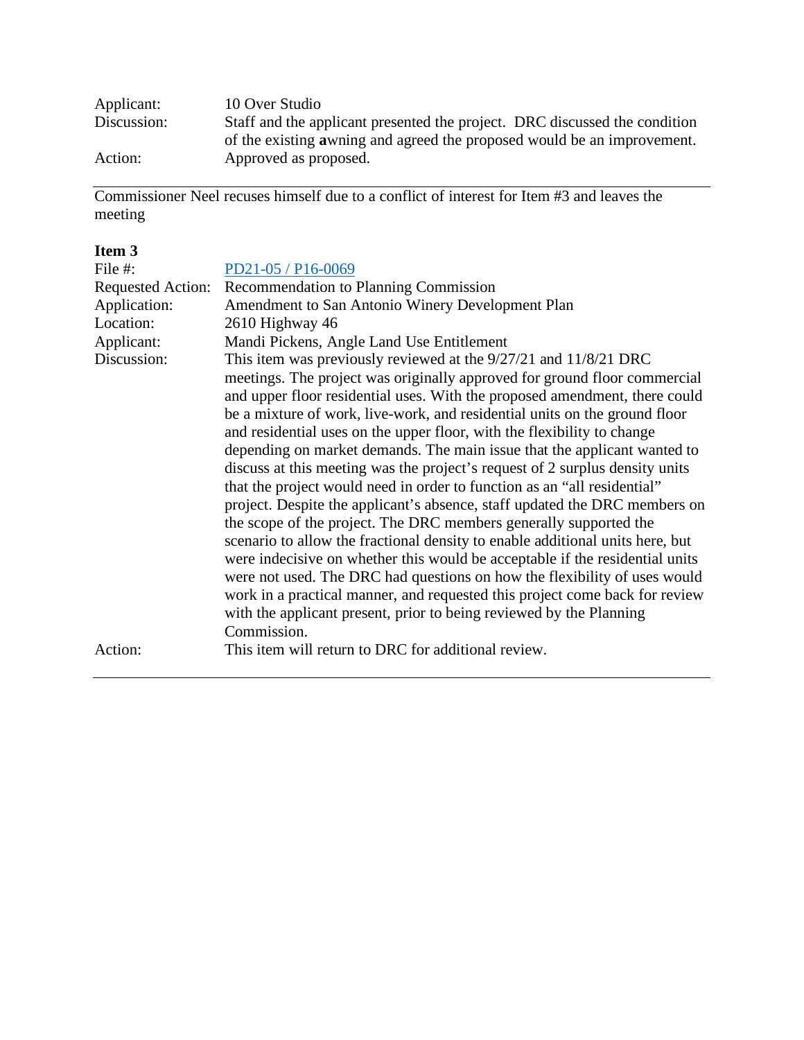| | |
|---|---|
| Applicant: | 10 Over Studio |
| Discussion: | Staff and the applicant presented the project. DRC discussed the condition of the existing **a**wning and agreed the proposed would be an improvement. |
| Action: | Approved as proposed. |

---

Commissioner Neel recuses himself due to a conflict of interest for Item #3 and leaves the meeting

**Item 3**

| | |
|---|---|
| File #: | [PD21-05 / P16-0069]() |
| Requested Action: | Recommendation to Planning Commission |
| Application: | Amendment to San Antonio Winery Development Plan |
| Location: | 2610 Highway 46 |
| Applicant: | Mandi Pickens, Angle Land Use Entitlement |
| Discussion: | This item was previously reviewed at the 9/27/21 and 11/8/21 DRC meetings. The project was originally approved for ground floor commercial and upper floor residential uses. With the proposed amendment, there could be a mixture of work, live-work, and residential units on the ground floor and residential uses on the upper floor, with the flexibility to change depending on market demands. The main issue that the applicant wanted to discuss at this meeting was the project's request of 2 surplus density units that the project would need in order to function as an "all residential" project. Despite the applicant's absence, staff updated the DRC members on the scope of the project. The DRC members generally supported the scenario to allow the fractional density to enable additional units here, but were indecisive on whether this would be acceptable if the residential units were not used. The DRC had questions on how the flexibility of uses would work in a practical manner, and requested this project come back for review with the applicant present, prior to being reviewed by the Planning Commission. |
| Action: | This item will return to DRC for additional review. |

---